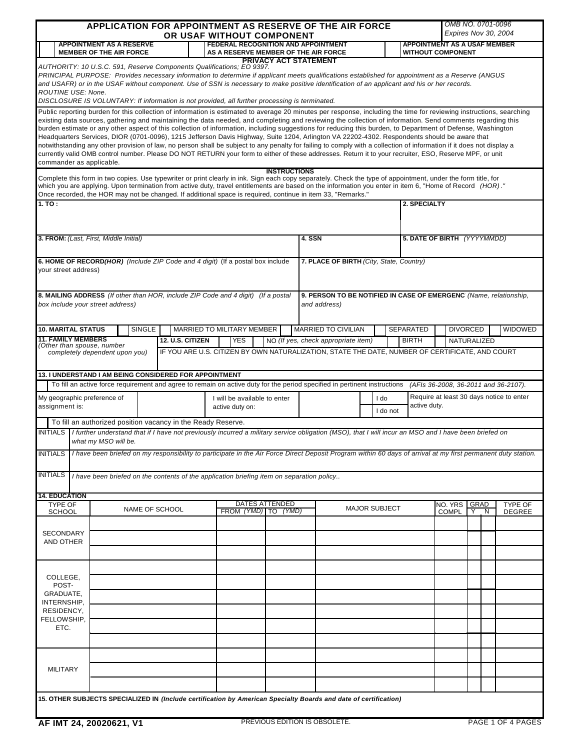# APPLICATION FOR APPOINTMENT AS RESERVE OF THE AIR FORCE OR USAF WITHOUT COMPONENT

*OMB NO. 0701-0096*
*Expires Nov 30, 2004*

| | APPOINTMENT AS A RESERVE MEMBER OF THE AIR FORCE | | FEDERAL RECOGNITION AND APPOINTMENT AS A RESERVE MEMBER OF THE AIR FORCE | | APPOINTMENT AS A USAF MEMBER WITHOUT COMPONENT |
|---|---|---|---|---|---|

## PRIVACY ACT STATEMENT

*AUTHORITY: 10 U.S.C. 591, Reserve Components Qualifications; EO 9397.*
*PRINCIPAL PURPOSE: Provides necessary information to determine if applicant meets qualifications established for appointment as a Reserve (ANGUS and USAFR) or in the USAF without component. Use of SSN is necessary to make positive identification of an applicant and his or her records.*
*ROUTINE USE: None.*
*DISCLOSURE IS VOLUNTARY: If information is not provided, all further processing is terminated.*

Public reporting burden for this collection of information is estimated to average 20 minutes per response, including the time for reviewing instructions, searching existing data sources, gathering and maintaining the data needed, and completing and reviewing the collection of information. Send comments regarding this burden estimate or any other aspect of this collection of information, including suggestions for reducing this burden, to Department of Defense, Washington Headquarters Services, DIOR (0701-0096), 1215 Jefferson Davis Highway, Suite 1204, Arlington VA 22202-4302. Respondents should be aware that notwithstanding any other provision of law, no person shall be subject to any penalty for failing to comply with a collection of information if it does not display a currently valid OMB control number. Please DO NOT RETURN your form to either of these addresses. Return it to your recruiter, ESO, Reserve MPF, or unit commander as applicable.

## INSTRUCTIONS

Complete this form in two copies. Use typewriter or print clearly in ink. Sign each copy separately. Check the type of appointment, under the form title, for which you are applying. Upon termination from active duty, travel entitlements are based on the information you enter in item 6, "Home of Record *(HOR)*." Once recorded, the HOR may not be changed. If additional space is required, continue in item 33, "Remarks."

| **1. TO :** | | **2. SPECIALTY** |
|---|---|---|
| **3. FROM:** *(Last, First, Middle Initial)* | **4. SSN** | **5. DATE OF BIRTH** *(YYYYMMDD)* |
| **6. HOME OF RECORD(HOR)** *(Include ZIP Code and 4 digit) (If a postal box include your street address)* | **7. PLACE OF BIRTH** *(City, State, Country)* | |
| **8. MAILING ADDRESS** *(If other than HOR, include ZIP Code and 4 digit) (If a postal box include your street address)* | **9. PERSON TO BE NOTIFIED IN CASE OF EMERGENC** *(Name, relationship, and address)* | |

| **10. MARITAL STATUS** | | SINGLE | | MARRIED TO MILITARY MEMBER | | MARRIED TO CIVILIAN | | SEPARATED | | DIVORCED | | WIDOWED |
|---|---|---|---|---|---|---|---|---|---|---|---|---|

| **11. FAMILY MEMBERS** *(Other than spouse, number completely dependent upon you)* | **12. U.S. CITIZEN** | | YES | | NO *(If yes, check appropriate item)* | | BIRTH | | NATURALIZED |
|---|---|---|---|---|---|---|---|---|---|
| | IF YOU ARE U.S. CITIZEN BY OWN NATURALIZATION, STATE THE DATE, NUMBER OF CERTIFICATE, AND COURT | | | | | | | | |

**13. I UNDERSTAND I AM BEING CONSIDERED FOR APPOINTMENT**

| | To fill an active force requirement and agree to remain on active duty for the period specified in pertinent instructions *(AFIs 36-2008, 36-2011 and 36-2107).* | | | | |
|---|---|---|---|---|---|
| My geographic preference of assignment is: | | I will be available to enter active duty on: | | I do / I do not | Require at least 30 days notice to enter active duty. |
| | To fill an authorized position vacancy in the Ready Reserve. | | | | |

| INITIALS | *I further understand that if I have not previously incurred a military service obligation (MSO), that I will incur an MSO and I have been briefed on what my MSO will be.* |
|---|---|
| INITIALS | *I have been briefed on my responsibility to participate in the Air Force Direct Deposit Program within 60 days of arrival at my first permanent duty station.* |
| INITIALS | *I have been briefed on the contents of the application briefing item on separation policy..* |

**14. EDUCATION**

| TYPE OF SCHOOL | NAME OF SCHOOL | DATES ATTENDED FROM *(YMD)* | TO *(YMD)* | MAJOR SUBJECT | NO. YRS COMPL | GRAD Y | N | TYPE OF DEGREE |
|---|---|---|---|---|---|---|---|---|
| SECONDARY AND OTHER | | | | | | | | |
| | | | | | | | | |
| | | | | | | | | |
| COLLEGE, POST-GRADUATE, INTERNSHIP, RESIDENCY, FELLOWSHIP, ETC. | | | | | | | | |
| | | | | | | | | |
| | | | | | | | | |
| | | | | | | | | |
| | | | | | | | | |
| | | | | | | | | |
| MILITARY | | | | | | | | |
| | | | | | | | | |
| | | | | | | | | |

**15. OTHER SUBJECTS SPECIALIZED IN** ***(Include certification by American Specialty Boards and date of certification)***

**AF IMT 24, 20020621, V1** PREVIOUS EDITION IS OBSOLETE.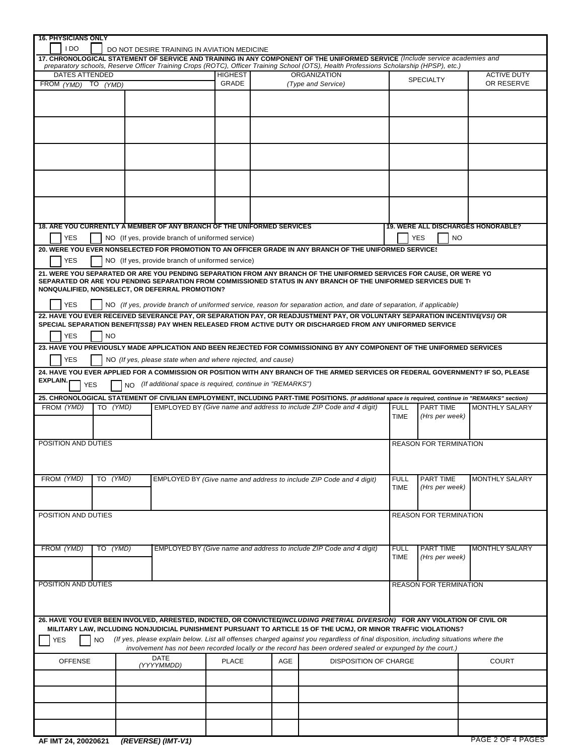**16. PHYSICIANS ONLY**

☐ I DO ☐ DO NOT DESIRE TRAINING IN AVIATION MEDICINE

**17. CHRONOLOGICAL STATEMENT OF SERVICE AND TRAINING IN ANY COMPONENT OF THE UNIFORMED SERVICE** *(Include service academies and preparatory schools, Reserve Officer Training Crops (ROTC), Officer Training School (OTS), Health Professions Scholarship (HPSP), etc.)*

| DATES ATTENDED FROM *(YMD)* | TO *(YMD)* | HIGHEST GRADE | ORGANIZATION *(Type and Service)* | SPECIALTY | ACTIVE DUTY OR RESERVE |
|---|---|---|---|---|---|
| | | | | | |
| | | | | | |
| | | | | | |
| | | | | | |
| | | | | | |

**18. ARE YOU CURRENTLY A MEMBER OF ANY BRANCH OF THE UNIFORMED SERVICES**

☐ YES ☐ NO (If yes, provide branch of uniformed service)

**19. WERE ALL DISCHARGES HONORABLE?**

☐ YES ☐ NO

**20. WERE YOU EVER NONSELECTED FOR PROMOTION TO AN OFFICER GRADE IN ANY BRANCH OF THE UNIFORMED SERVICES**

☐ YES ☐ NO (If yes, provide branch of uniformed service)

**21. WERE YOU SEPARATED OR ARE YOU PENDING SEPARATION FROM ANY BRANCH OF THE UNIFORMED SERVICES FOR CAUSE, OR WERE YOU SEPARATED OR ARE YOU PENDING SEPARATION FROM COMMISSIONED STATUS IN ANY BRANCH OF THE UNIFORMED SERVICES DUE TO NONQUALIFIED, NONSELECT, OR DEFERRAL PROMOTION?**

☐ YES ☐ NO *(If yes, provide branch of uniformed service, reason for separation action, and date of separation, if applicable)*

**22. HAVE YOU EVER RECEIVED SEVERANCE PAY, OR SEPARATION PAY, OR READJUSTMENT PAY, OR VOLUNTARY SEPARATION INCENTIVE *(VSI)* OR SPECIAL SEPARATION BENEFIT *(SSB)* PAY WHEN RELEASED FROM ACTIVE DUTY OR DISCHARGED FROM ANY UNIFORMED SERVICE**

☐ YES ☐ NO

**23. HAVE YOU PREVIOUSLY MADE APPLICATION AND BEEN REJECTED FOR COMMISSIONING BY ANY COMPONENT OF THE UNIFORMED SERVICES**

☐ YES ☐ NO *(If yes, please state when and where rejected, and cause)*

**24. HAVE YOU EVER APPLIED FOR A COMMISSION OR POSITION WITH ANY BRANCH OF THE ARMED SERVICES OR FEDERAL GOVERNMENT? IF SO, PLEASE EXPLAIN.**

☐ YES ☐ NO *(If additional space is required, continue in "REMARKS")*

**25. CHRONOLOGICAL STATEMENT OF CIVILIAN EMPLOYMENT, INCLUDING PART-TIME POSITIONS.** *(If additional space is required, continue in "REMARKS" section)*

| FROM *(YMD)* | TO *(YMD)* | EMPLOYED BY *(Give name and address to include ZIP Code and 4 digit)* | FULL TIME | PART TIME *(Hrs per week)* | MONTHLY SALARY |
|---|---|---|---|---|---|
| | | | | | |
| POSITION AND DUTIES | | | REASON FOR TERMINATION | | |
| | | | | | |

| FROM *(YMD)* | TO *(YMD)* | EMPLOYED BY *(Give name and address to include ZIP Code and 4 digit)* | FULL TIME | PART TIME *(Hrs per week)* | MONTHLY SALARY |
|---|---|---|---|---|---|
| | | | | | |
| POSITION AND DUTIES | | | REASON FOR TERMINATION | | |
| | | | | | |

| FROM *(YMD)* | TO *(YMD)* | EMPLOYED BY *(Give name and address to include ZIP Code and 4 digit)* | FULL TIME | PART TIME *(Hrs per week)* | MONTHLY SALARY |
|---|---|---|---|---|---|
| | | | | | |
| POSITION AND DUTIES | | | REASON FOR TERMINATION | | |
| | | | | | |

**26. HAVE YOU EVER BEEN INVOLVED, ARRESTED, INDICTED, OR CONVICTED *(INCLUDING PRETRIAL DIVERSION)* FOR ANY VIOLATION OF CIVIL OR MILITARY LAW, INCLUDING NONJUDICIAL PUNISHMENT PURSUANT TO ARTICLE 15 OF THE UCMJ, OR MINOR TRAFFIC VIOLATIONS?**

☐ YES ☐ NO *(If yes, please explain below. List all offenses charged against you regardless of final disposition, including situations where the involvement has not been recorded locally or the record has been ordered sealed or expunged by the court.)*

| OFFENSE | DATE *(YYYYMMDD)* | PLACE | AGE | DISPOSITION OF CHARGE | COURT |
|---|---|---|---|---|---|
| | | | | | |
| | | | | | |
| | | | | | |
| | | | | | |

AF IMT 24, 20020621 *(REVERSE) (IMT-V1)*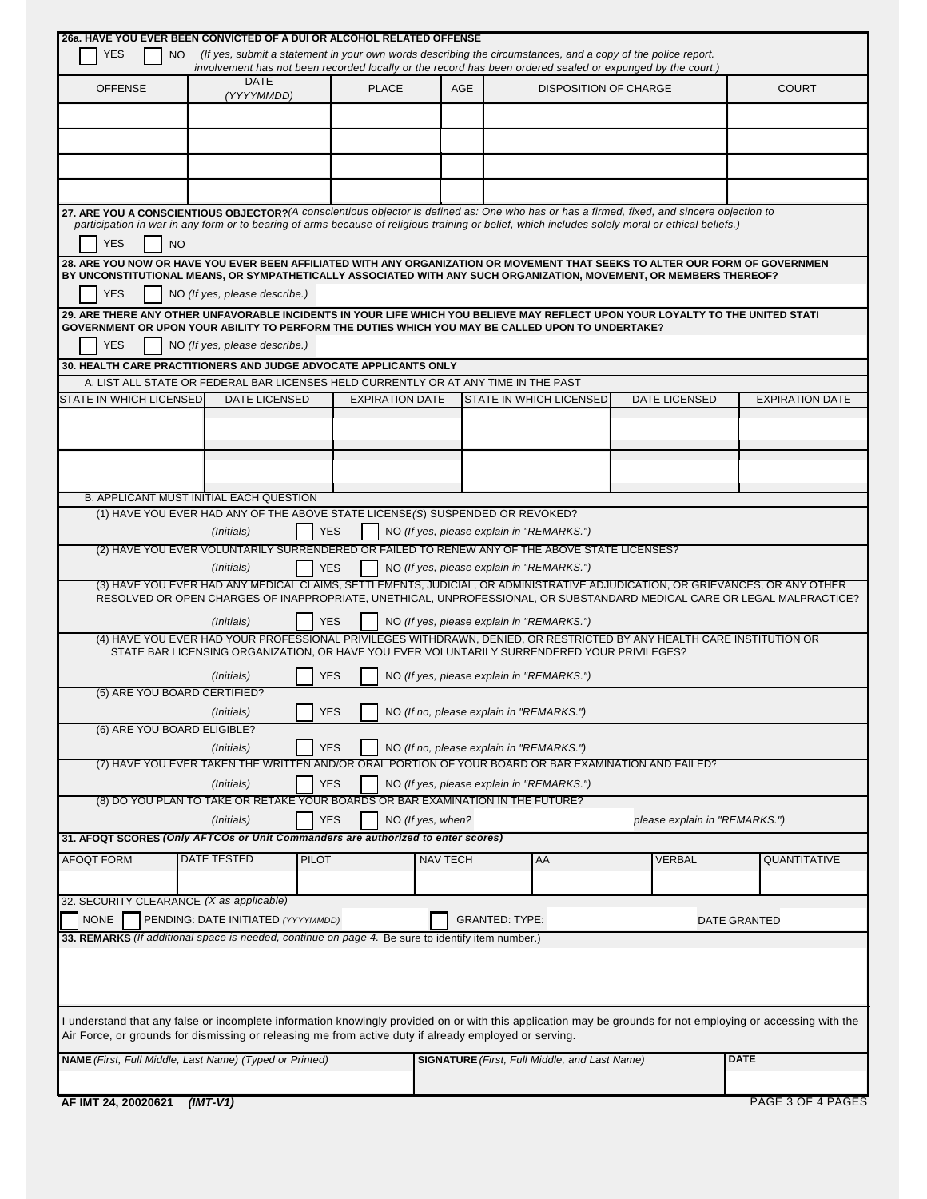**26a. HAVE YOU EVER BEEN CONVICTED OF A DUI OR ALCOHOL RELATED OFFENSE**

☐ YES ☐ NO *(If yes, submit a statement in your own words describing the circumstances, and a copy of the police report. involvement has not been recorded locally or the record has been ordered sealed or expunged by the court.)*

| OFFENSE | DATE *(YYYYMMDD)* | PLACE | AGE | DISPOSITION OF CHARGE | COURT |
|---|---|---|---|---|---|
| | | | | | |
| | | | | | |
| | | | | | |
| | | | | | |

**27. ARE YOU A CONSCIENTIOUS OBJECTOR?** *(A conscientious objector is defined as: One who has or has a firmed, fixed, and sincere objection to participation in war in any form or to bearing of arms because of religious training or belief, which includes solely moral or ethical beliefs.)*

☐ YES ☐ NO

**28. ARE YOU NOW OR HAVE YOU EVER BEEN AFFILIATED WITH ANY ORGANIZATION OR MOVEMENT THAT SEEKS TO ALTER OUR FORM OF GOVERNMEN BY UNCONSTITUTIONAL MEANS, OR SYMPATHETICALLY ASSOCIATED WITH ANY SUCH ORGANIZATION, MOVEMENT, OR MEMBERS THEREOF?**

☐ YES ☐ NO *(If yes, please describe.)*

**29. ARE THERE ANY OTHER UNFAVORABLE INCIDENTS IN YOUR LIFE WHICH YOU BELIEVE MAY REFLECT UPON YOUR LOYALTY TO THE UNITED STATI GOVERNMENT OR UPON YOUR ABILITY TO PERFORM THE DUTIES WHICH YOU MAY BE CALLED UPON TO UNDERTAKE?**

☐ YES ☐ NO *(If yes, please describe.)*

**30. HEALTH CARE PRACTITIONERS AND JUDGE ADVOCATE APPLICANTS ONLY**

A. LIST ALL STATE OR FEDERAL BAR LICENSES HELD CURRENTLY OR AT ANY TIME IN THE PAST

| STATE IN WHICH LICENSED | DATE LICENSED | EXPIRATION DATE | STATE IN WHICH LICENSED | DATE LICENSED | EXPIRATION DATE |
|---|---|---|---|---|---|
| | | | | | |
| | | | | | |

B. APPLICANT MUST INITIAL EACH QUESTION

(1) HAVE YOU EVER HAD ANY OF THE ABOVE STATE LICENSE*(S)* SUSPENDED OR REVOKED?

*(Initials)* ☐ YES ☐ NO *(If yes, please explain in "REMARKS.")*

(2) HAVE YOU EVER VOLUNTARILY SURRENDERED OR FAILED TO RENEW ANY OF THE ABOVE STATE LICENSES?

*(Initials)* ☐ YES ☐ NO *(If yes, please explain in "REMARKS.")*

(3) HAVE YOU EVER HAD ANY MEDICAL CLAIMS, SETTLEMENTS, JUDICIAL, OR ADMINISTRATIVE ADJUDICATION, OR GRIEVANCES, OR ANY OTHER RESOLVED OR OPEN CHARGES OF INAPPROPRIATE, UNETHICAL, UNPROFESSIONAL, OR SUBSTANDARD MEDICAL CARE OR LEGAL MALPRACTICE?

*(Initials)* ☐ YES ☐ NO *(If yes, please explain in "REMARKS.")*

(4) HAVE YOU EVER HAD YOUR PROFESSIONAL PRIVILEGES WITHDRAWN, DENIED, OR RESTRICTED BY ANY HEALTH CARE INSTITUTION OR STATE BAR LICENSING ORGANIZATION, OR HAVE YOU EVER VOLUNTARILY SURRENDERED YOUR PRIVILEGES?

*(Initials)* ☐ YES ☐ NO *(If yes, please explain in "REMARKS.")*

(5) ARE YOU BOARD CERTIFIED?

*(Initials)* ☐ YES ☐ NO *(If no, please explain in "REMARKS.")*

(6) ARE YOU BOARD ELIGIBLE?

*(Initials)* ☐ YES ☐ NO *(If no, please explain in "REMARKS.")*

(7) HAVE YOU EVER TAKEN THE WRITTEN AND/OR ORAL PORTION OF YOUR BOARD OR BAR EXAMINATION AND FAILED?

*(Initials)* ☐ YES ☐ NO *(If yes, please explain in "REMARKS.")*

(8) DO YOU PLAN TO TAKE OR RETAKE YOUR BOARDS OR BAR EXAMINATION IN THE FUTURE?

*(Initials)* ☐ YES ☐ NO *(If yes, when?* *please explain in "REMARKS.")*

**31. AFOQT SCORES** ***(Only AFTCOs or Unit Commanders are authorized to enter scores)***

| AFOQT FORM | DATE TESTED | PILOT | NAV TECH | AA | VERBAL | QUANTITATIVE |
|---|---|---|---|---|---|---|
| | | | | | | |

32. SECURITY CLEARANCE *(X as applicable)*

☐ NONE ☐ PENDING: DATE INITIATED *(YYYYMMDD)* ☐ GRANTED: TYPE: DATE GRANTED

**33. REMARKS** *(If additional space is needed, continue on page 4.* Be sure to identify item number.)

I understand that any false or incomplete information knowingly provided on or with this application may be grounds for not employing or accessing with the Air Force, or grounds for dismissing or releasing me from active duty if already employed or serving.

| **NAME** *(First, Full Middle, Last Name) (Typed or Printed)* | **SIGNATURE** *(First, Full Middle, and Last Name)* | **DATE** |
|---|---|---|
| | | |

AF IMT 24, 20020621 *(IMT-V1)*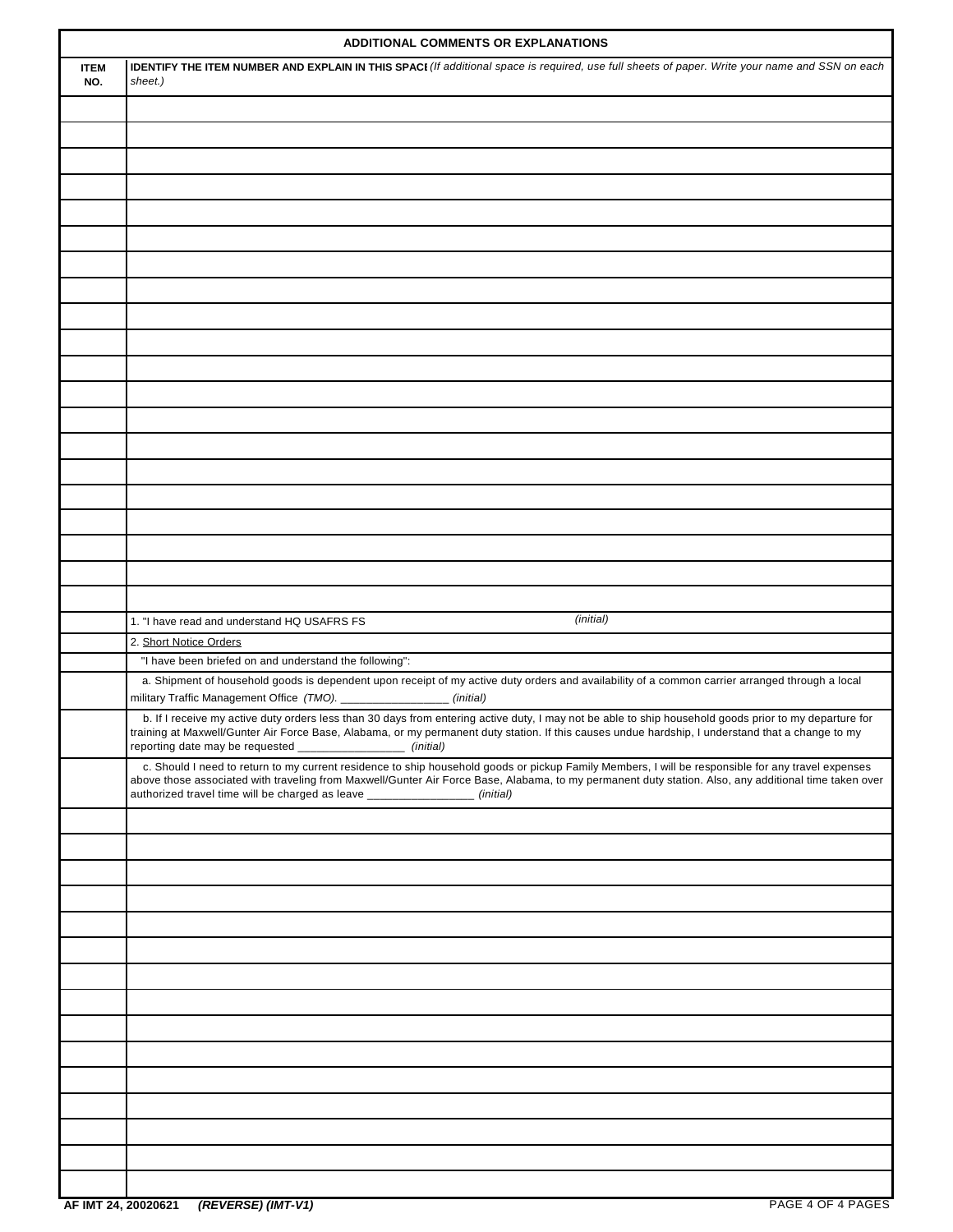## ADDITIONAL COMMENTS OR EXPLANATIONS

| ITEM NO. | IDENTIFY THE ITEM NUMBER AND EXPLAIN IN THIS SPACE *(If additional space is required, use full sheets of paper. Write your name and SSN on each sheet.)* |
|---|---|
| | |
| | |
| | |
| | |
| | |
| | |
| | |
| | |
| | |
| | |
| | |
| | |
| | |
| | |
| | |
| | |
| | |
| | |
| | |
| | |
| | 1. "I have read and understand HQ USAFRS FS *(initial)* |
| | 2. Short Notice Orders |
| | "I have been briefed on and understand the following": |
| | a. Shipment of household goods is dependent upon receipt of my active duty orders and availability of a common carrier arranged through a local military Traffic Management Office *(TMO)*. _________________ *(initial)* |
| | b. If I receive my active duty orders less than 30 days from entering active duty, I may not be able to ship household goods prior to my departure for training at Maxwell/Gunter Air Force Base, Alabama, or my permanent duty station. If this causes undue hardship, I understand that a change to my reporting date may be requested _________________ *(initial)* |
| | c. Should I need to return to my current residence to ship household goods or pickup Family Members, I will be responsible for any travel expenses above those associated with traveling from Maxwell/Gunter Air Force Base, Alabama, to my permanent duty station. Also, any additional time taken over authorized travel time will be charged as leave _________________ *(initial)* |
| | |
| | |
| | |
| | |
| | |
| | |
| | |
| | |
| | |
| | |
| | |
| | |
| | |
| | |
| | |

AF IMT 24, 20020621 ***(REVERSE) (IMT-V1)***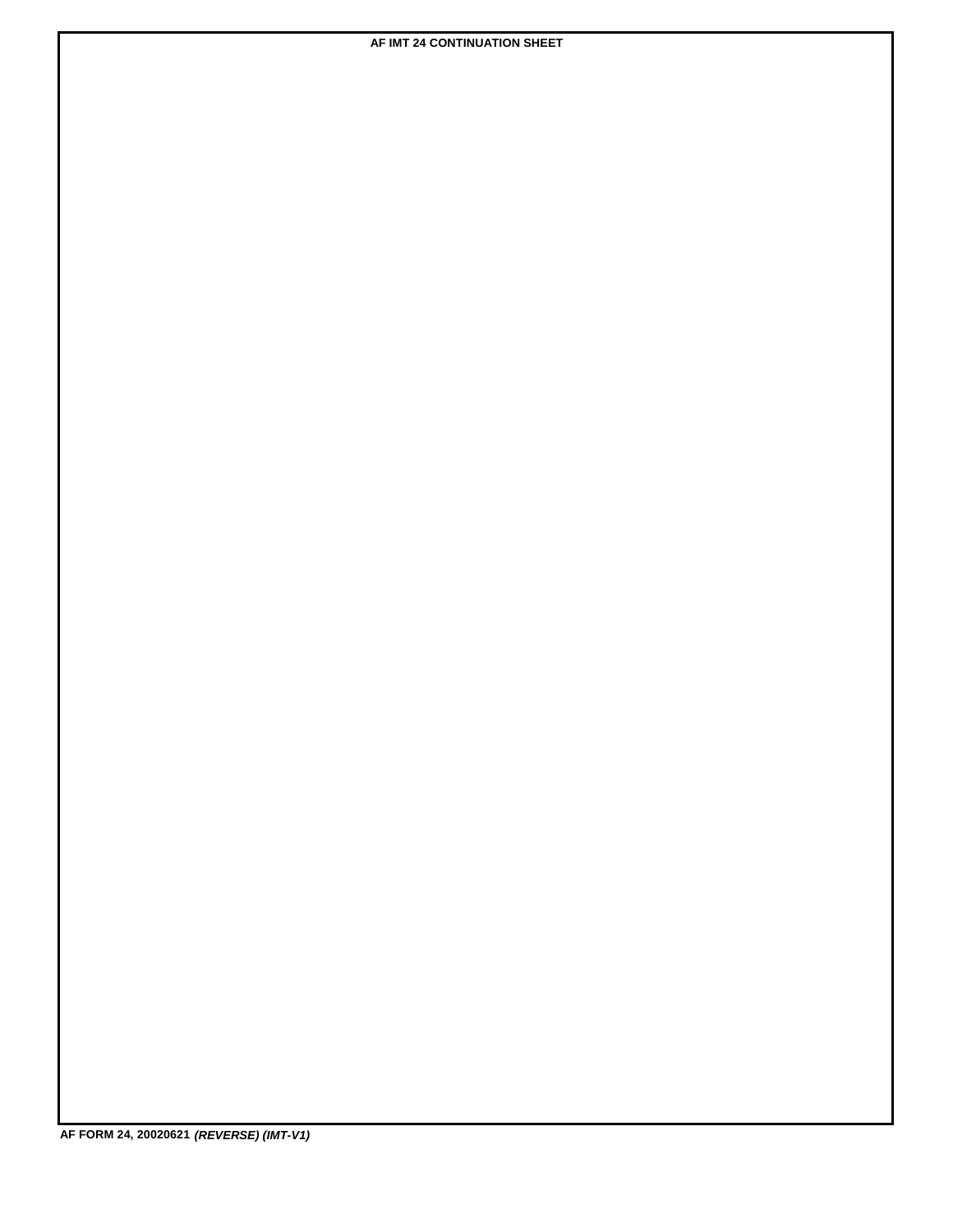**AF IMT 24 CONTINUATION SHEET**

**AF FORM 24, 20020621** ***(REVERSE) (IMT-V1)***